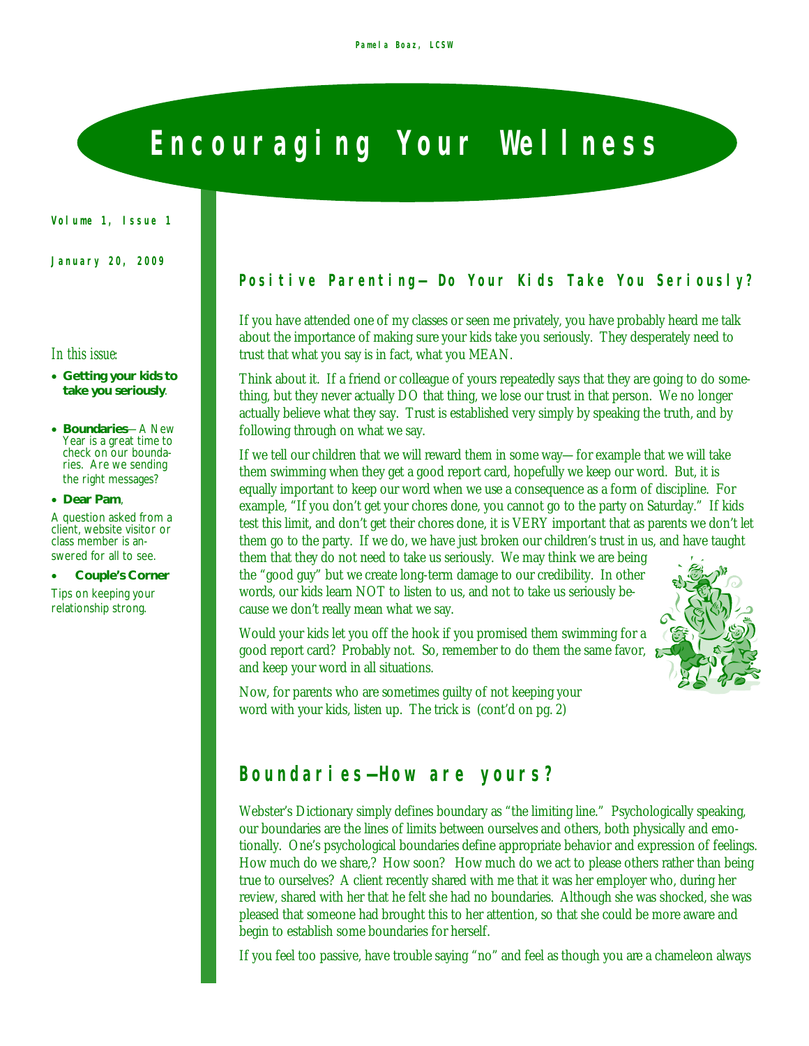# Encouraging Your Wellness

**Volume 1, Issue 1**

**January 20, 2009**

*In this issue:*

- **Getting your kids to take you seriously**.
- **Boundaries**—A New Year is a great time to check on our boundaries. Are we sending the right messages?
- **Dear Pam**,

A question asked from a client, website visitor or class member is answered for all to see.

- **Couple's Corner**

Tips on keeping your relationship strong.

## Positive Parenting—Do Your Kids Take You Seriously?

If you have attended one of my classes or seen me privately, you have probably heard me talk about the importance of making sure your kids take you seriously. They desperately need to trust that what you say is in fact, what you MEAN.

Think about it. If a friend or colleague of yours repeatedly says that they are going to do something, but they never actually DO that thing, we lose our trust in that person. We no longer actually believe what they say. Trust is established very simply by speaking the truth, and by following through on what we say.

If we tell our children that we will reward them in some way—for example that we will take them swimming when they get a good report card, hopefully we keep our word. But, it is equally important to keep our word when we use a consequence as a form of discipline. For example, "If you don't get your chores done, you cannot go to the party on Saturday." If kids test this limit, and don't get their chores done, it is VERY important that as parents we don't let them go to the party. If we do, we have just broken our children's trust in us, and have taught them that they do not need to take us seriously. We may think we are being the "good guy" but we create long-term damage to our credibility. In other words, our kids learn NOT to listen to us, and not to take us seriously because we don't really mean what we say.

Would your kids let you off the hook if you promised them swimming for a good report card? Probably not. So, remember to do them the same favor, and keep your word in all situations.

Now, for parents who are sometimes guilty of not keeping your word with your kids, listen up. The trick is (cont'd on pg. 2)

## Boundaries—How are yours?

Webster's Dictionary simply defines boundary as "the limiting line." Psychologically speaking, our boundaries are the lines of limits between ourselves and others, both physically and emotionally. One's psychological boundaries define appropriate behavior and expression of feelings. How much do we share,? How soon? How much do we act to please others rather than being true to ourselves? A client recently shared with me that it was her employer who, during her review, shared with her that he felt she had no boundaries. Although she was shocked, she was pleased that someone had brought this to her attention, so that she could be more aware and begin to establish some boundaries for herself.

If you feel too passive, have trouble saying "no" and feel as though you are a chameleon always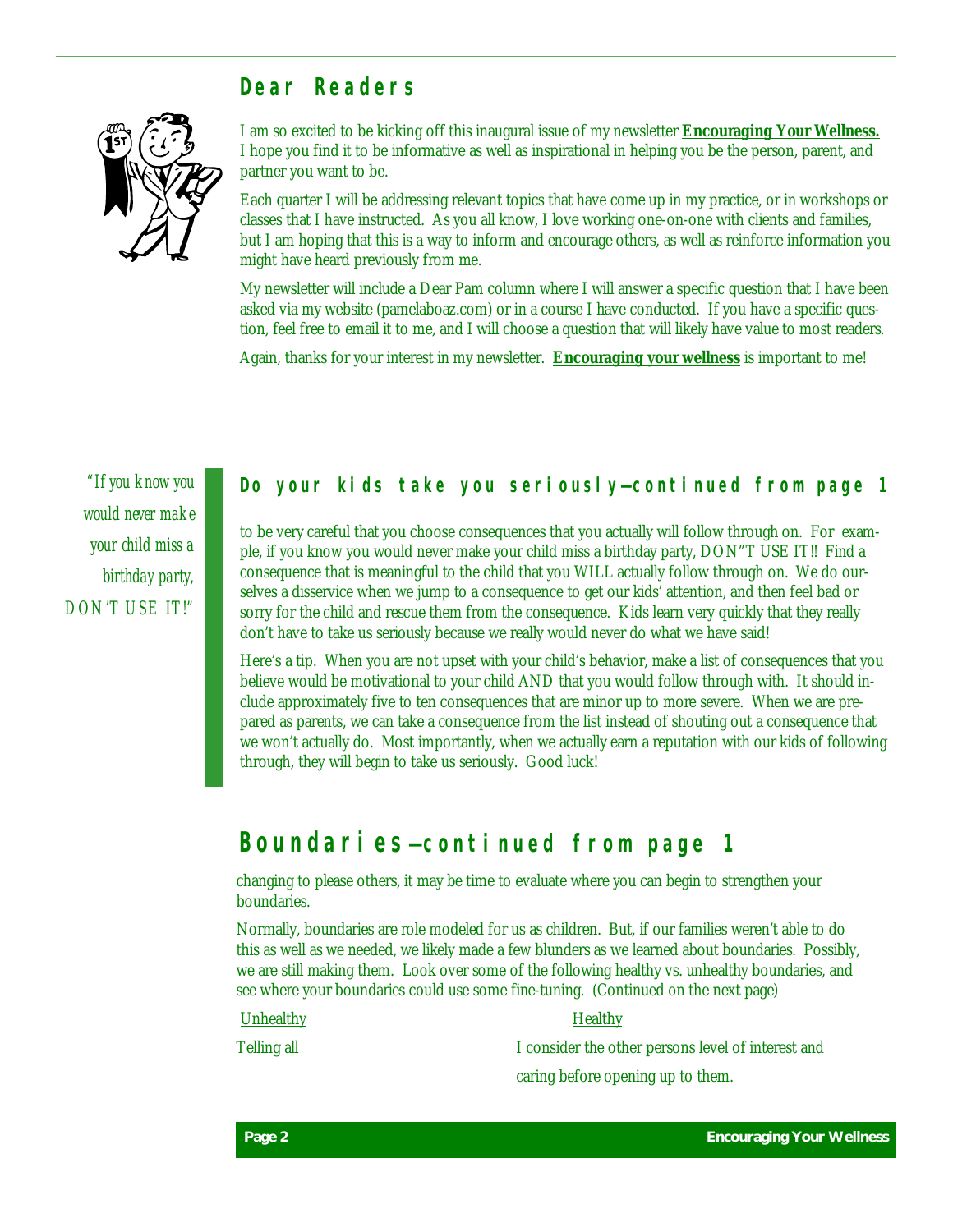## Dear Readers

I am so excited to be kicking off this inaugural issue of my newsletter **Encouraging Your Wellness.** I hope you find it to be informative as well as inspirational in helping you be the person, parent, and partner you want to be.

Each quarter I will be addressing relevant topics that have come up in my practice, or in workshops or classes that I have instructed. As you all know, I love working one-on-one with clients and families, but I am hoping that this is a way to inform and encourage others, as well as reinforce information you might have heard previously from me.

My newsletter will include a Dear Pam column where I will answer a specific question that I have been asked via my website (pamelaboaz.com) or in a course I have conducted. If you have a specific question, feel free to email it to me, and I will choose a question that will likely have value to most readers.

Again, thanks for your interest in my newsletter. **Encouraging your wellness** is important to me!

## Do your kids take you seriously—continued from page 1

*"If you know you would never make your child miss a birthday party, DON'T USE IT!"*

to be very careful that you choose consequences that you actually will follow through on. For example, if you know you would never make your child miss a birthday party, DON"T USE IT!! Find a consequence that is meaningful to the child that you WILL actually follow through on. We do ourselves a disservice when we jump to a consequence to get our kids' attention, and then feel bad or sorry for the child and rescue them from the consequence. Kids learn very quickly that they really don't have to take us seriously because we really would never do what we have said!

Here's a tip. When you are not upset with your child's behavior, make a list of consequences that you believe would be motivational to your child AND that you would follow through with. It should include approximately five to ten consequences that are minor up to more severe. When we are prepared as parents, we can take a consequence from the list instead of shouting out a consequence that we won't actually do. Most importantly, when we actually earn a reputation with our kids of following through, they will begin to take us seriously. Good luck!

## Boundaries—continued from page 1

changing to please others, it may be time to evaluate where you can begin to strengthen your boundaries.

Normally, boundaries are role modeled for us as children. But, if our families weren't able to do this as well as we needed, we likely made a few blunders as we learned about boundaries. Possibly, we are still making them. Look over some of the following healthy vs. unhealthy boundaries, and see where your boundaries could use some fine-tuning. (Continued on the next page)

| Unhealthy | Healthy |
|---|---|
| Telling all | I consider the other persons level of interest and caring before opening up to them. |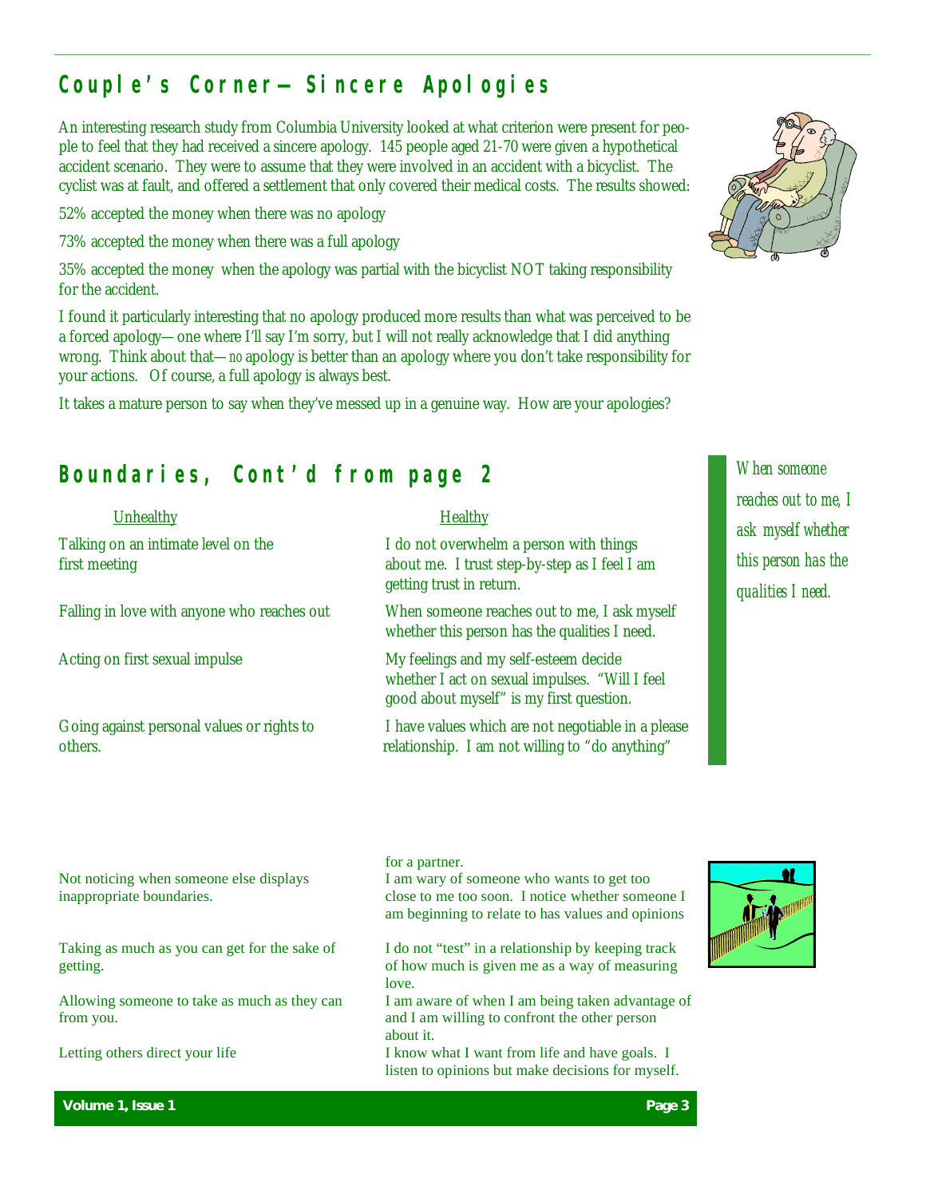## Couple's Corner—Sincere Apologies

An interesting research study from Columbia University looked at what criterion were present for people to feel that they had received a sincere apology. 145 people aged 21-70 were given a hypothetical accident scenario. They were to assume that they were involved in an accident with a bicyclist. The cyclist was at fault, and offered a settlement that only covered their medical costs. The results showed:

52% accepted the money when there was no apology

73% accepted the money when there was a full apology

35% accepted the money when the apology was partial with the bicyclist NOT taking responsibility for the accident.

I found it particularly interesting that no apology produced more results than what was perceived to be a forced apology—one where I'll say I'm sorry, but I will not really acknowledge that I did anything wrong. Think about that—*no* apology is better than an apology where you don't take responsibility for your actions. Of course, a full apology is always best.

It takes a mature person to say when they've messed up in a genuine way. How are your apologies?

## Boundaries, Cont'd from page 2

*When someone reaches out to me, I ask myself whether this person has the qualities I need.*

| Unhealthy | Healthy |
|---|---|
| Talking on an intimate level on the first meeting | I do not overwhelm a person with things about me. I trust step-by-step as I feel I am getting trust in return. |
| Falling in love with anyone who reaches out | When someone reaches out to me, I ask myself whether this person has the qualities I need. |
| Acting on first sexual impulse | My feelings and my self-esteem decide whether I act on sexual impulses. "Will I feel good about myself" is my first question. |
| Going against personal values or rights to others. | I have values which are not negotiable in a please relationship. I am not willing to "do anything" for a partner. |
| Not noticing when someone else displays inappropriate boundaries. | I am wary of someone who wants to get too close to me too soon. I notice whether someone I am beginning to relate to has values and opinions |
| Taking as much as you can get for the sake of getting. | I do not "test" in a relationship by keeping track of how much is given me as a way of measuring love. |
| Allowing someone to take as much as they can from you. | I am aware of when I am being taken advantage of and I am willing to confront the other person about it. |
| Letting others direct your life | I know what I want from life and have goals. I listen to opinions but make decisions for myself. |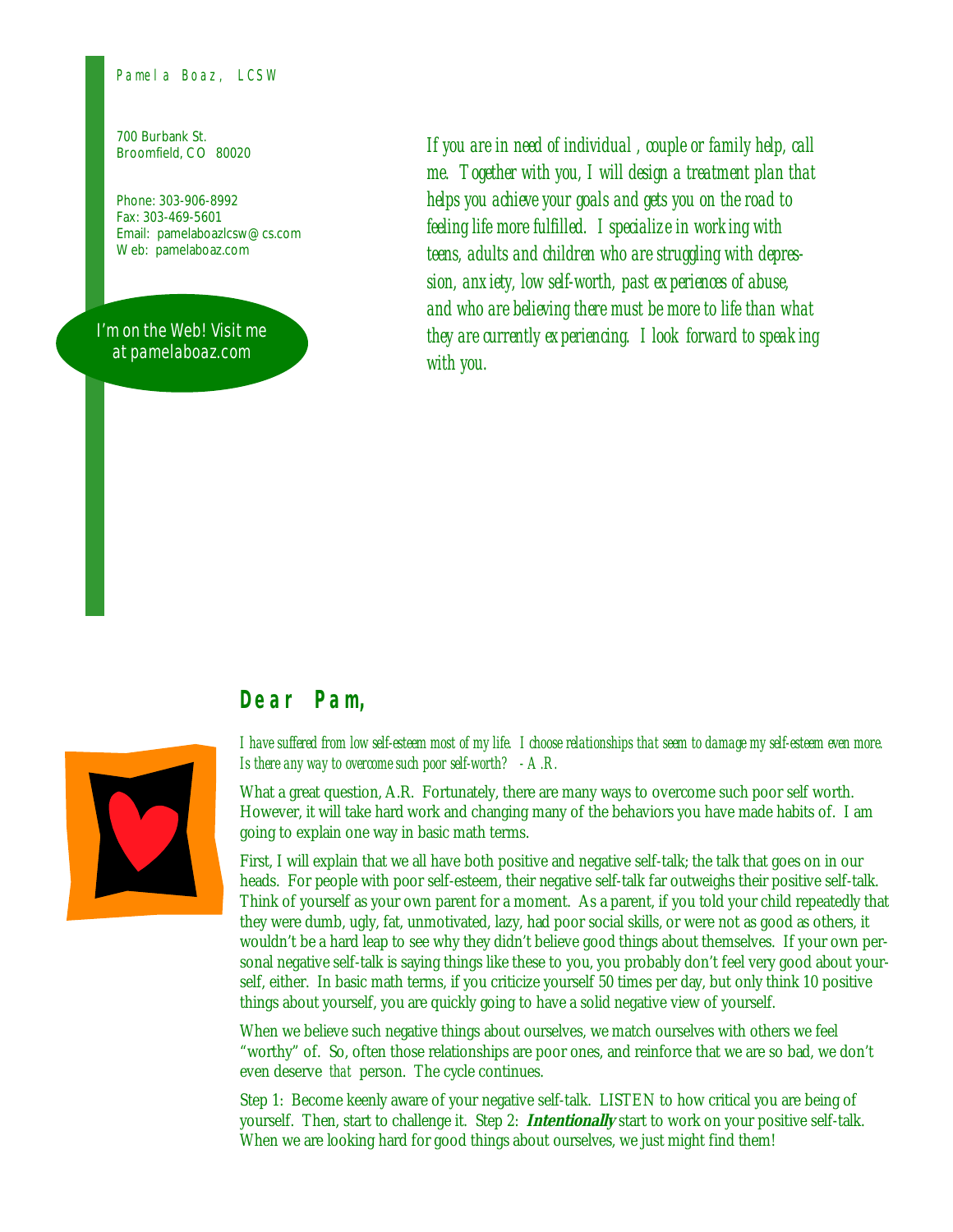Pamela Boaz, LCSW

700 Burbank St.
Broomfield, CO 80020

Phone: 303-906-8992
Fax: 303-469-5601
Email: pamelaboazlcsw@cs.com
Web: pamelaboaz.com

I'm on the Web! Visit me at pamelaboaz.com

*If you are in need of individual , couple or family help, call me. Together with you, I will design a treatment plan that helps you achieve your goals and gets you on the road to feeling life more fulfilled. I specialize in working with teens, adults and children who are struggling with depression, anxiety, low self-worth, past experiences of abuse, and who are believing there must be more to life than what they are currently experiencing. I look forward to speaking with you.*

## Dear Pam,

*I have suffered from low self-esteem most of my life. I choose relationships that seem to damage my self-esteem even more. Is there any way to overcome such poor self-worth? - A.R.*

What a great question, A.R. Fortunately, there are many ways to overcome such poor self worth. However, it will take hard work and changing many of the behaviors you have made habits of. I am going to explain one way in basic math terms.

First, I will explain that we all have both positive and negative self-talk; the talk that goes on in our heads. For people with poor self-esteem, their negative self-talk far outweighs their positive self-talk. Think of yourself as your own parent for a moment. As a parent, if you told your child repeatedly that they were dumb, ugly, fat, unmotivated, lazy, had poor social skills, or were not as good as others, it wouldn't be a hard leap to see why they didn't believe good things about themselves. If your own personal negative self-talk is saying things like these to you, you probably don't feel very good about yourself, either. In basic math terms, if you criticize yourself 50 times per day, but only think 10 positive things about yourself, you are quickly going to have a solid negative view of yourself.

When we believe such negative things about ourselves, we match ourselves with others we feel "worthy" of. So, often those relationships are poor ones, and reinforce that we are so bad, we don't even deserve *that* person. The cycle continues.

Step 1: Become keenly aware of your negative self-talk. LISTEN to how critical you are being of yourself. Then, start to challenge it. Step 2: ***Intentionally*** start to work on your positive self-talk. When we are looking hard for good things about ourselves, we just might find them!